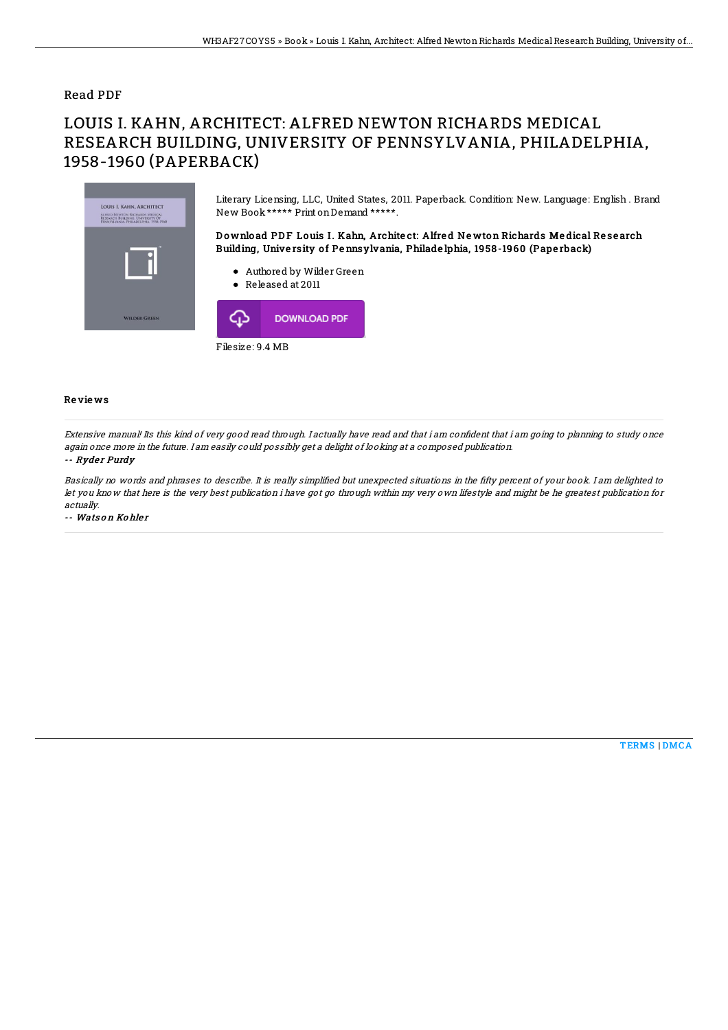## Read PDF

# LOUIS I. KAHN, ARCHITECT: ALFRED NEWTON RICHARDS MEDICAL RESEARCH BUILDING, UNIVERSITY OF PENNSYLVANIA, PHILADELPHIA, 1958-1960 (PAPERBACK)

Literary Licensing, LLC, United States, 2011. Paperback. Condition: New. Language: English . Brand New Book ***** Print on Demand *****.

### Download PDF Louis I. Kahn, Architect: Alfred Newton Richards Medical Research Building, University of Pennsylvania, Philadelphia, 1958-1960 (Paperback)

- Authored by Wilder Green
- Released at 2011

DOWNLOAD PDF

Filesize: 9.4 MB

## Reviews

*Extensive manual! Its this kind of very good read through. I actually have read and that i am confident that i am going to planning to study once again once more in the future. I am easily could possibly get a delight of looking at a composed publication.*

*-- Ryder Purdy*

*Basically no words and phrases to describe. It is really simplified but unexpected situations in the fifty percent of your book. I am delighted to let you know that here is the very best publication i have got go through within my very own lifestyle and might be he greatest publication for actually.*

*-- Watson Kohler*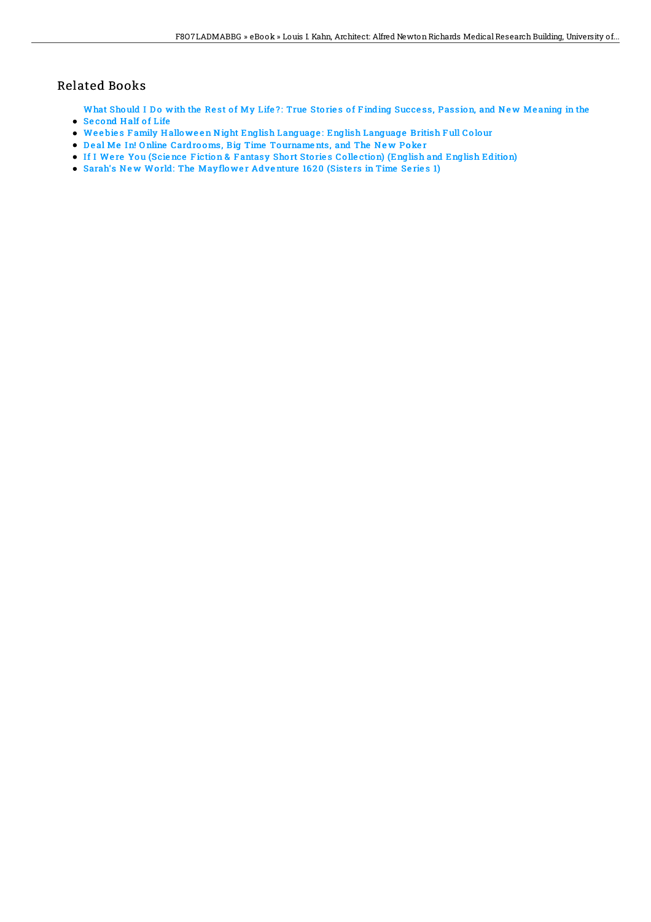## Related Books

- What Should I Do with the Rest of My Life?: True Stories of Finding Success, Passion, and New Meaning in the Second Half of Life
- Weebies Family Halloween Night English Language: English Language British Full Colour
- Deal Me In! Online Cardrooms, Big Time Tournaments, and The New Poker
- If I Were You (Science Fiction & Fantasy Short Stories Collection) (English and English Edition)
- Sarah's New World: The Mayflower Adventure 1620 (Sisters in Time Series 1)